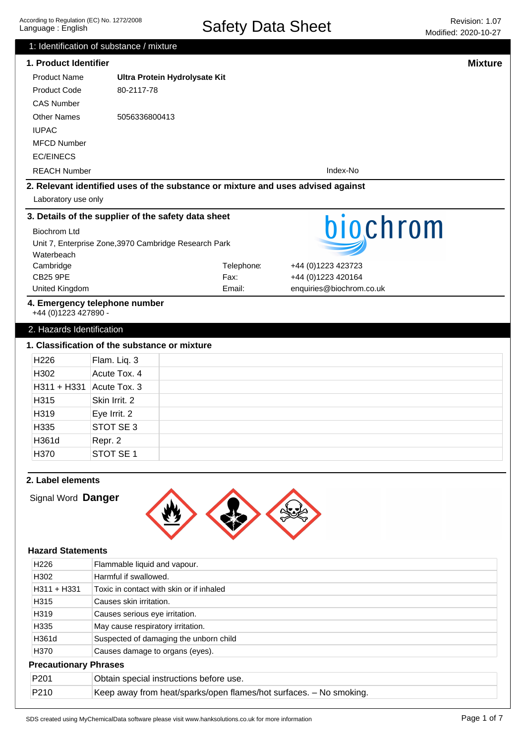# Safety Data Sheet

According to Regulation (EC) No. 1272/2008
Language : English

Revision: 1.07
Modified: 2020-10-27

## 1: Identification of substance / mixture

### 1. Product Identifier

**Mixture**

| | |
|---|---|
| Product Name | **Ultra Protein Hydrolysate Kit** |
| Product Code | 80-2117-78 |
| CAS Number | |
| Other Names | 5056336800413 |
| IUPAC | |
| MFCD Number | |
| EC/EINECS | |
| REACH Number | Index-No |

### 2. Relevant identified uses of the substance or mixture and uses advised against

Laboratory use only

### 3. Details of the supplier of the safety data sheet

Biochrom Ltd
Unit 7, Enterprise Zone,3970 Cambridge Research Park
Waterbeach
Cambridge
CB25 9PE
United Kingdom

Telephone: +44 (0)1223 423723
Fax: +44 (0)1223 420164
Email: enquiries@biochrom.co.uk

### 4. Emergency telephone number

+44 (0)1223 427890 -

## 2. Hazards Identification

### 1. Classification of the substance or mixture

| | | |
|---|---|---|
| H226 | Flam. Liq. 3 | |
| H302 | Acute Tox. 4 | |
| H311 + H331 | Acute Tox. 3 | |
| H315 | Skin Irrit. 2 | |
| H319 | Eye Irrit. 2 | |
| H335 | STOT SE 3 | |
| H361d | Repr. 2 | |
| H370 | STOT SE 1 | |

### 2. Label elements

Signal Word **Danger**

#### Hazard Statements

| | |
|---|---|
| H226 | Flammable liquid and vapour. |
| H302 | Harmful if swallowed. |
| H311 + H331 | Toxic in contact with skin or if inhaled |
| H315 | Causes skin irritation. |
| H319 | Causes serious eye irritation. |
| H335 | May cause respiratory irritation. |
| H361d | Suspected of damaging the unborn child |
| H370 | Causes damage to organs (eyes). |

#### Precautionary Phrases

| | |
|---|---|
| P201 | Obtain special instructions before use. |
| P210 | Keep away from heat/sparks/open flames/hot surfaces. – No smoking. |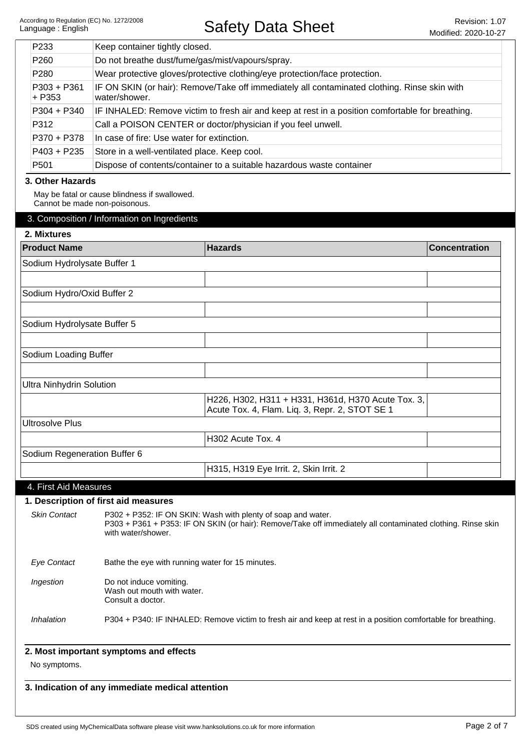| | |
|---|---|
| P233 | Keep container tightly closed. |
| P260 | Do not breathe dust/fume/gas/mist/vapours/spray. |
| P280 | Wear protective gloves/protective clothing/eye protection/face protection. |
| P303 + P361 + P353 | IF ON SKIN (or hair): Remove/Take off immediately all contaminated clothing. Rinse skin with water/shower. |
| P304 + P340 | IF INHALED: Remove victim to fresh air and keep at rest in a position comfortable for breathing. |
| P312 | Call a POISON CENTER or doctor/physician if you feel unwell. |
| P370 + P378 | In case of fire: Use water for extinction. |
| P403 + P235 | Store in a well-ventilated place. Keep cool. |
| P501 | Dispose of contents/container to a suitable hazardous waste container |

### 3. Other Hazards

May be fatal or cause blindness if swallowed.
Cannot be made non-poisonous.

## 3. Composition / Information on Ingredients

### 2. Mixtures

| Product Name | Hazards | Concentration |
|---|---|---|
| Sodium Hydrolysate Buffer 1 | | |
| | | |
| Sodium Hydro/Oxid Buffer 2 | | |
| | | |
| Sodium Hydrolysate Buffer 5 | | |
| | | |
| Sodium Loading Buffer | | |
| | | |
| Ultra Ninhydrin Solution | | |
| | H226, H302, H311 + H331, H361d, H370 Acute Tox. 3, Acute Tox. 4, Flam. Liq. 3, Repr. 2, STOT SE 1 | |
| Ultrosolve Plus | | |
| | H302 Acute Tox. 4 | |
| Sodium Regeneration Buffer 6 | | |
| | H315, H319 Eye Irrit. 2, Skin Irrit. 2 | |

## 4. First Aid Measures

### 1. Description of first aid measures

*Skin Contact*
P302 + P352: IF ON SKIN: Wash with plenty of soap and water.
P303 + P361 + P353: IF ON SKIN (or hair): Remove/Take off immediately all contaminated clothing. Rinse skin with water/shower.

*Eye Contact*
Bathe the eye with running water for 15 minutes.

*Ingestion*
Do not induce vomiting.
Wash out mouth with water.
Consult a doctor.

*Inhalation*
P304 + P340: IF INHALED: Remove victim to fresh air and keep at rest in a position comfortable for breathing.

### 2. Most important symptoms and effects

No symptoms.

### 3. Indication of any immediate medical attention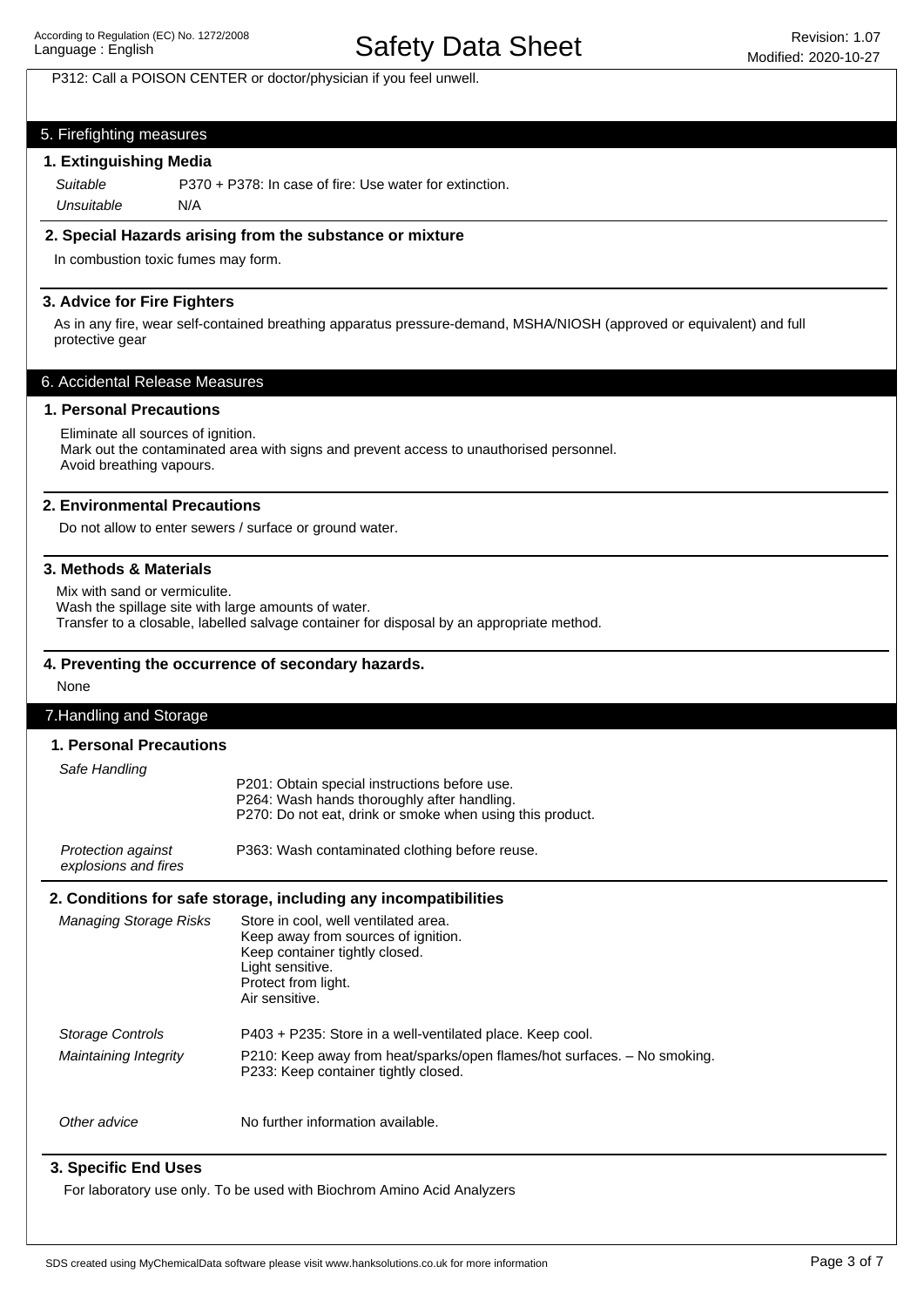P312: Call a POISON CENTER or doctor/physician if you feel unwell.

## 5. Firefighting measures

### 1. Extinguishing Media

| | |
|---|---|
| *Suitable* | P370 + P378: In case of fire: Use water for extinction. |
| *Unsuitable* | N/A |

### 2. Special Hazards arising from the substance or mixture

In combustion toxic fumes may form.

### 3. Advice for Fire Fighters

As in any fire, wear self-contained breathing apparatus pressure-demand, MSHA/NIOSH (approved or equivalent) and full protective gear

## 6. Accidental Release Measures

### 1. Personal Precautions

Eliminate all sources of ignition.
Mark out the contaminated area with signs and prevent access to unauthorised personnel.
Avoid breathing vapours.

### 2. Environmental Precautions

Do not allow to enter sewers / surface or ground water.

### 3. Methods & Materials

Mix with sand or vermiculite.
Wash the spillage site with large amounts of water.
Transfer to a closable, labelled salvage container for disposal by an appropriate method.

### 4. Preventing the occurrence of secondary hazards.

None

## 7.Handling and Storage

### 1. Personal Precautions

| | |
|---|---|
| *Safe Handling* | P201: Obtain special instructions before use.<br>P264: Wash hands thoroughly after handling.<br>P270: Do not eat, drink or smoke when using this product. |
| *Protection against explosions and fires* | P363: Wash contaminated clothing before reuse. |

### 2. Conditions for safe storage, including any incompatibilities

| | |
|---|---|
| *Managing Storage Risks* | Store in cool, well ventilated area.<br>Keep away from sources of ignition.<br>Keep container tightly closed.<br>Light sensitive.<br>Protect from light.<br>Air sensitive. |
| *Storage Controls* | P403 + P235: Store in a well-ventilated place. Keep cool. |
| *Maintaining Integrity* | P210: Keep away from heat/sparks/open flames/hot surfaces. – No smoking.<br>P233: Keep container tightly closed. |
| *Other advice* | No further information available. |

### 3. Specific End Uses

For laboratory use only. To be used with Biochrom Amino Acid Analyzers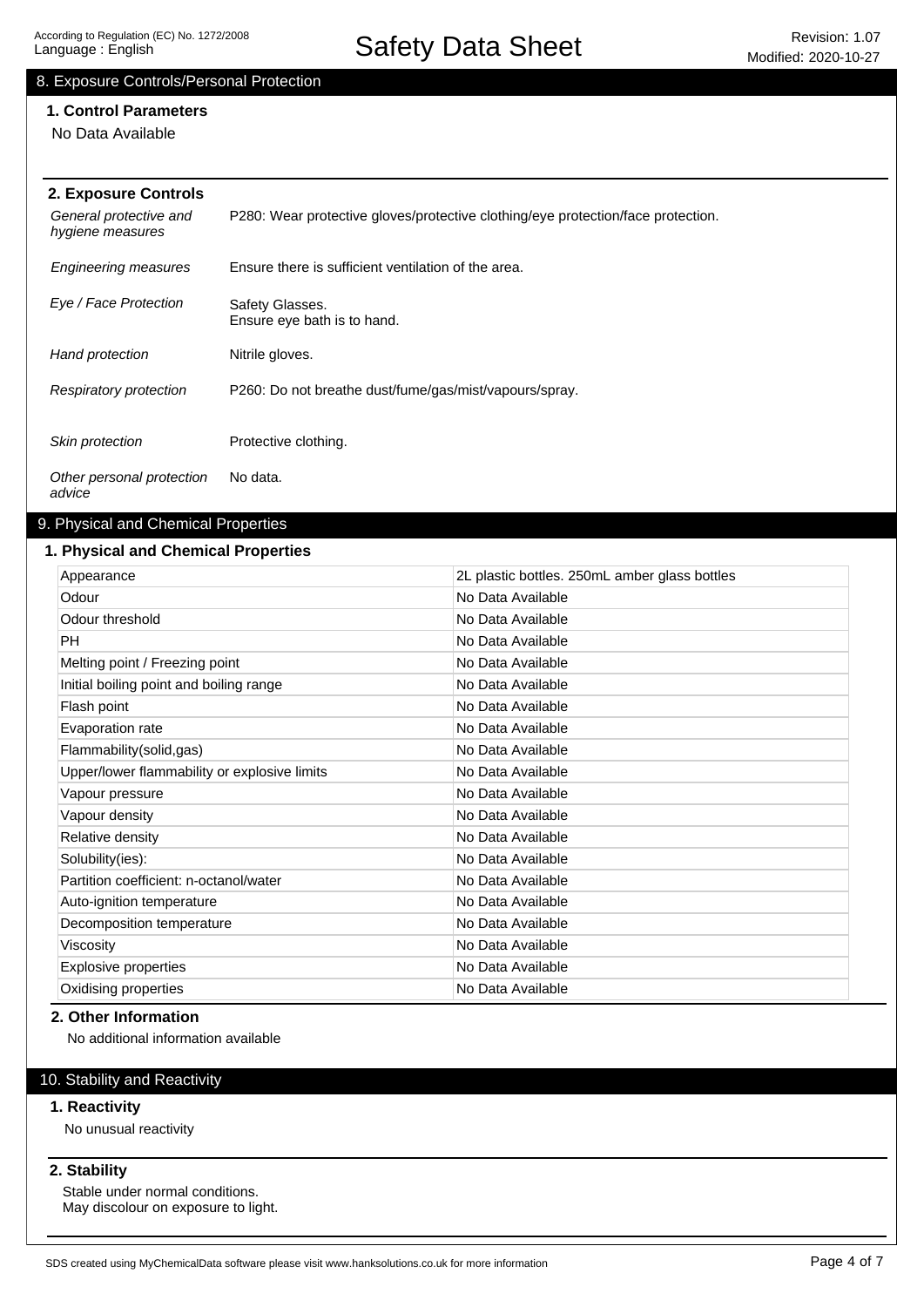## 8. Exposure Controls/Personal Protection

### 1. Control Parameters

No Data Available

### 2. Exposure Controls

| | |
|---|---|
| *General protective and hygiene measures* | P280: Wear protective gloves/protective clothing/eye protection/face protection. |
| *Engineering measures* | Ensure there is sufficient ventilation of the area. |
| *Eye / Face Protection* | Safety Glasses.<br>Ensure eye bath is to hand. |
| *Hand protection* | Nitrile gloves. |
| *Respiratory protection* | P260: Do not breathe dust/fume/gas/mist/vapours/spray. |
| *Skin protection* | Protective clothing. |
| *Other personal protection advice* | No data. |

## 9. Physical and Chemical Properties

### 1. Physical and Chemical Properties

| | |
|---|---|
| Appearance | 2L plastic bottles. 250mL amber glass bottles |
| Odour | No Data Available |
| Odour threshold | No Data Available |
| PH | No Data Available |
| Melting point / Freezing point | No Data Available |
| Initial boiling point and boiling range | No Data Available |
| Flash point | No Data Available |
| Evaporation rate | No Data Available |
| Flammability(solid,gas) | No Data Available |
| Upper/lower flammability or explosive limits | No Data Available |
| Vapour pressure | No Data Available |
| Vapour density | No Data Available |
| Relative density | No Data Available |
| Solubility(ies): | No Data Available |
| Partition coefficient: n-octanol/water | No Data Available |
| Auto-ignition temperature | No Data Available |
| Decomposition temperature | No Data Available |
| Viscosity | No Data Available |
| Explosive properties | No Data Available |
| Oxidising properties | No Data Available |

### 2. Other Information

No additional information available

## 10. Stability and Reactivity

### 1. Reactivity

No unusual reactivity

### 2. Stability

Stable under normal conditions.
May discolour on exposure to light.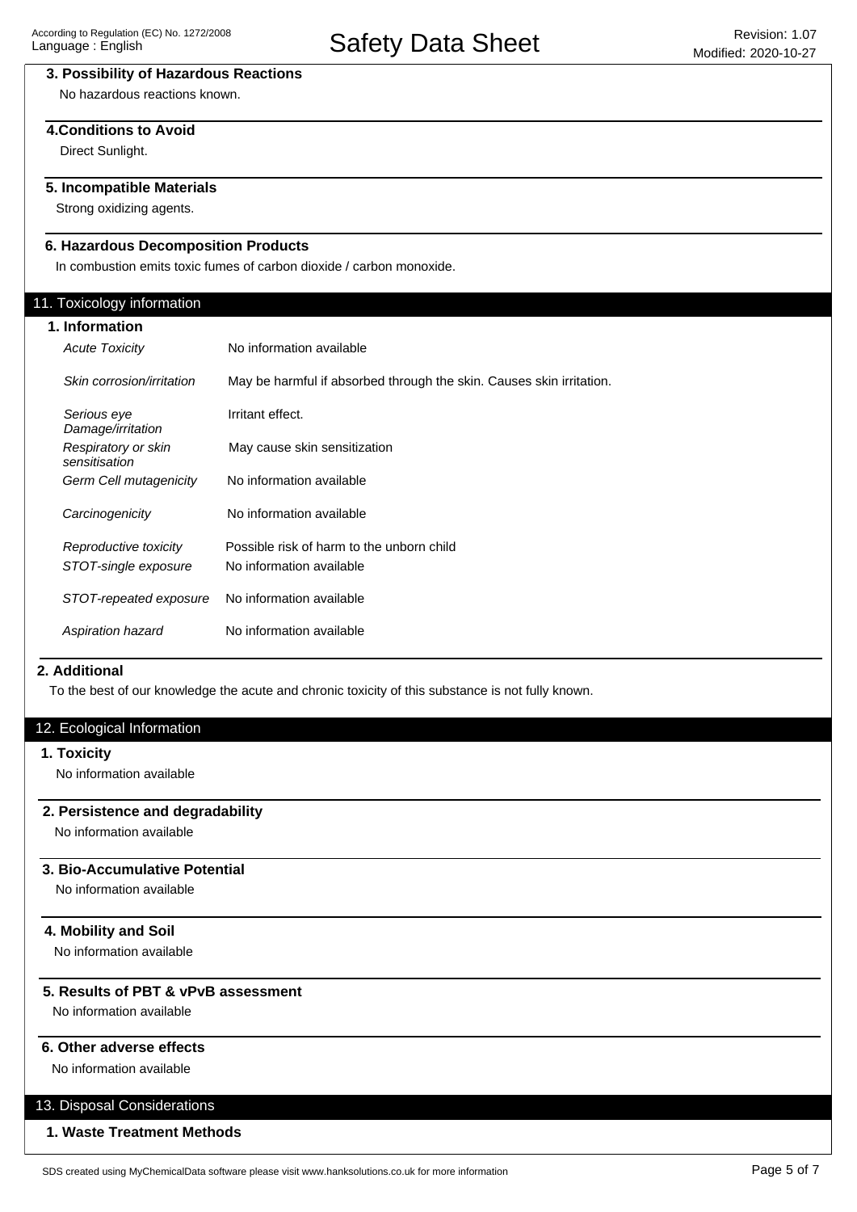#### 3. Possibility of Hazardous Reactions

No hazardous reactions known.

#### 4.Conditions to Avoid

Direct Sunlight.

#### 5. Incompatible Materials

Strong oxidizing agents.

#### 6. Hazardous Decomposition Products

In combustion emits toxic fumes of carbon dioxide / carbon monoxide.

## 11. Toxicology information

#### 1. Information

| | |
|---|---|
| *Acute Toxicity* | No information available |
| *Skin corrosion/irritation* | May be harmful if absorbed through the skin. Causes skin irritation. |
| *Serious eye Damage/irritation* | Irritant effect. |
| *Respiratory or skin sensitisation* | May cause skin sensitization |
| *Germ Cell mutagenicity* | No information available |
| *Carcinogenicity* | No information available |
| *Reproductive toxicity* | Possible risk of harm to the unborn child |
| *STOT-single exposure* | No information available |
| *STOT-repeated exposure* | No information available |
| *Aspiration hazard* | No information available |

#### 2. Additional

To the best of our knowledge the acute and chronic toxicity of this substance is not fully known.

## 12. Ecological Information

#### 1. Toxicity

No information available

#### 2. Persistence and degradability

No information available

#### 3. Bio-Accumulative Potential

No information available

#### 4. Mobility and Soil

No information available

#### 5. Results of PBT & vPvB assessment

No information available

#### 6. Other adverse effects

No information available

## 13. Disposal Considerations

#### 1. Waste Treatment Methods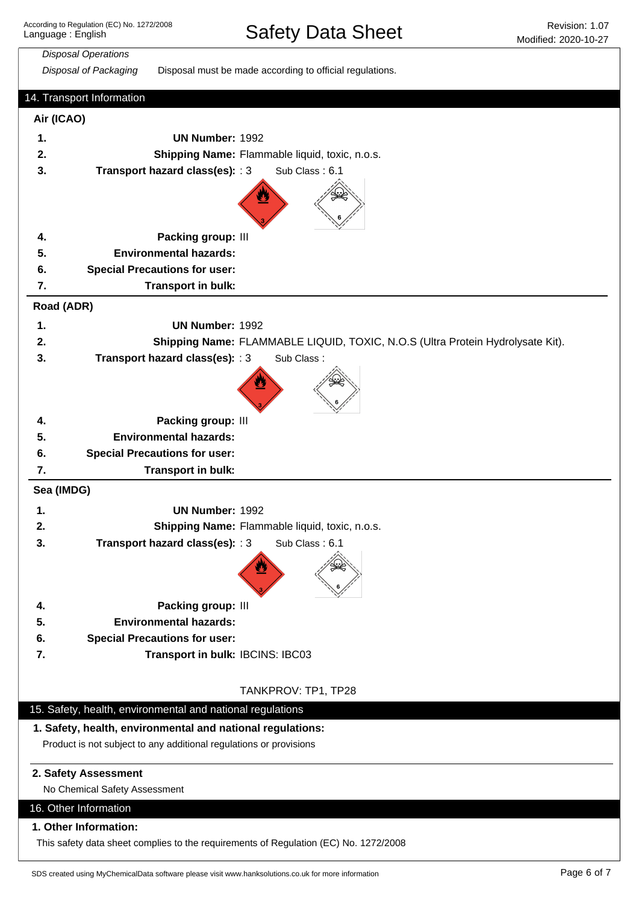*Disposal Operations*

*Disposal of Packaging* Disposal must be made according to official regulations.

## 14. Transport Information

### Air (ICAO)

1. **UN Number:** 1992
2. **Shipping Name:** Flammable liquid, toxic, n.o.s.
3. **Transport hazard class(es):** : 3 Sub Class : 6.1
4. **Packing group:** III
5. **Environmental hazards:**
6. **Special Precautions for user:**
7. **Transport in bulk:**

### Road (ADR)

1. **UN Number:** 1992
2. **Shipping Name:** FLAMMABLE LIQUID, TOXIC, N.O.S (Ultra Protein Hydrolysate Kit).
3. **Transport hazard class(es):** : 3 Sub Class :
4. **Packing group:** III
5. **Environmental hazards:**
6. **Special Precautions for user:**
7. **Transport in bulk:**

### Sea (IMDG)

1. **UN Number:** 1992
2. **Shipping Name:** Flammable liquid, toxic, n.o.s.
3. **Transport hazard class(es):** : 3 Sub Class : 6.1
4. **Packing group:** III
5. **Environmental hazards:**
6. **Special Precautions for user:**
7. **Transport in bulk:** IBCINS: IBC03

TANKPROV: TP1, TP28

## 15. Safety, health, environmental and national regulations

**1. Safety, health, environmental and national regulations:**

Product is not subject to any additional regulations or provisions

**2. Safety Assessment**

No Chemical Safety Assessment

## 16. Other Information

**1. Other Information:**

This safety data sheet complies to the requirements of Regulation (EC) No. 1272/2008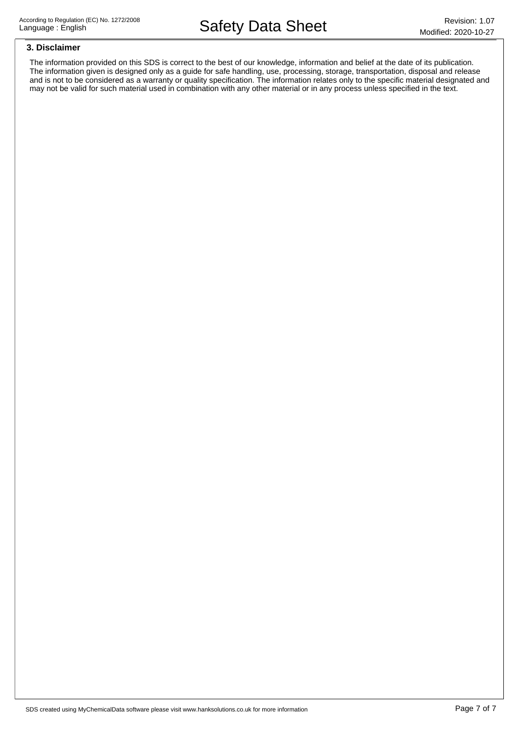### 3. Disclaimer

The information provided on this SDS is correct to the best of our knowledge, information and belief at the date of its publication. The information given is designed only as a guide for safe handling, use, processing, storage, transportation, disposal and release and is not to be considered as a warranty or quality specification. The information relates only to the specific material designated and may not be valid for such material used in combination with any other material or in any process unless specified in the text.